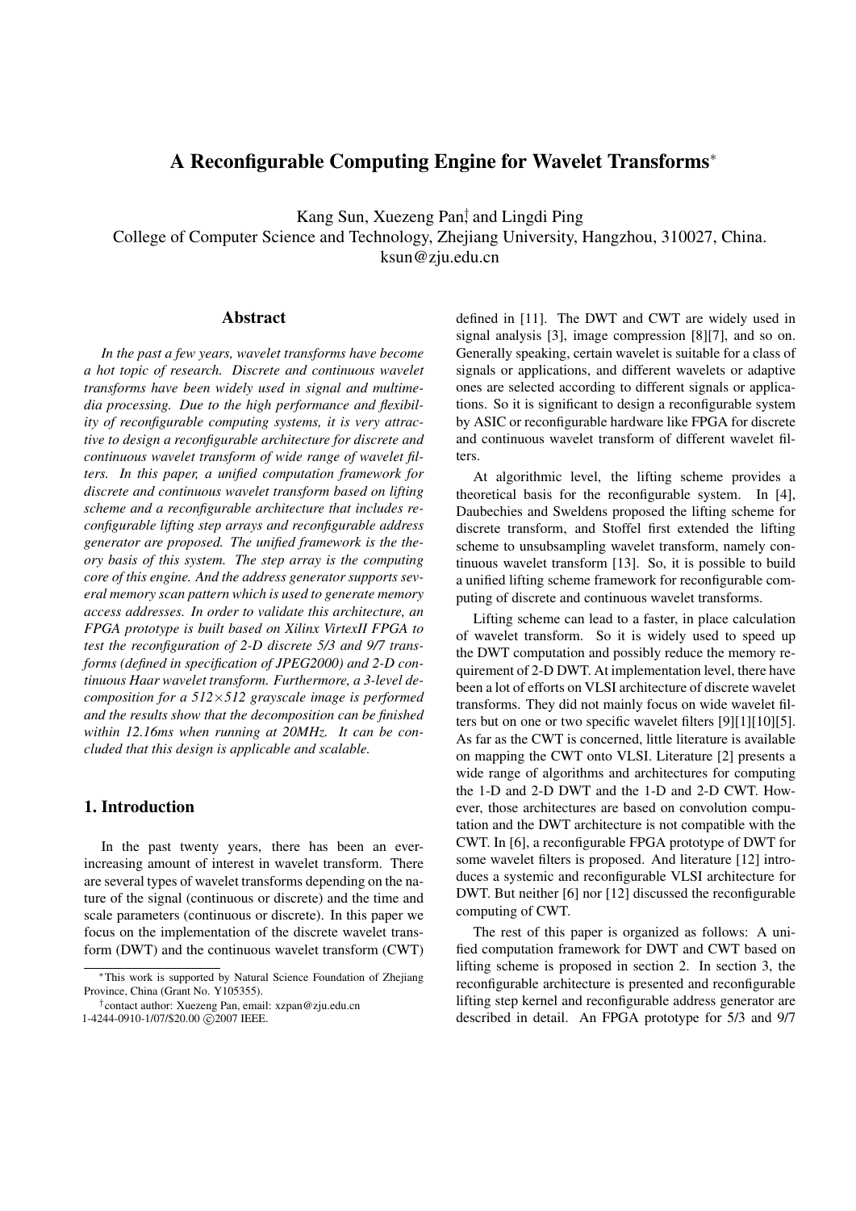# A Reconfigurable Computing Engine for Wavelet Transforms*

Kang Sun, Xuezeng Pan†, and Lingdi Ping
College of Computer Science and Technology, Zhejiang University, Hangzhou, 310027, China.
ksun@zju.edu.cn

## Abstract

*In the past a few years, wavelet transforms have become a hot topic of research. Discrete and continuous wavelet transforms have been widely used in signal and multimedia processing. Due to the high performance and flexibility of reconfigurable computing systems, it is very attractive to design a reconfigurable architecture for discrete and continuous wavelet transform of wide range of wavelet filters. In this paper, a unified computation framework for discrete and continuous wavelet transform based on lifting scheme and a reconfigurable architecture that includes reconfigurable lifting step arrays and reconfigurable address generator are proposed. The unified framework is the theory basis of this system. The step array is the computing core of this engine. And the address generator supports several memory scan pattern which is used to generate memory access addresses. In order to validate this architecture, an FPGA prototype is built based on Xilinx VirtexII FPGA to test the reconfiguration of 2-D discrete 5/3 and 9/7 transforms (defined in specification of JPEG2000) and 2-D continuous Haar wavelet transform. Furthermore, a 3-level decomposition for a 512×512 grayscale image is performed and the results show that the decomposition can be finished within 12.16ms when running at 20MHz. It can be concluded that this design is applicable and scalable.*

## 1. Introduction

In the past twenty years, there has been an ever-increasing amount of interest in wavelet transform. There are several types of wavelet transforms depending on the nature of the signal (continuous or discrete) and the time and scale parameters (continuous or discrete). In this paper we focus on the implementation of the discrete wavelet transform (DWT) and the continuous wavelet transform (CWT) defined in [11]. The DWT and CWT are widely used in signal analysis [3], image compression [8][7], and so on. Generally speaking, certain wavelet is suitable for a class of signals or applications, and different wavelets or adaptive ones are selected according to different signals or applications. So it is significant to design a reconfigurable system by ASIC or reconfigurable hardware like FPGA for discrete and continuous wavelet transform of different wavelet filters.

At algorithmic level, the lifting scheme provides a theoretical basis for the reconfigurable system. In [4], Daubechies and Sweldens proposed the lifting scheme for discrete transform, and Stoffel first extended the lifting scheme to unsubsampling wavelet transform, namely continuous wavelet transform [13]. So, it is possible to build a unified lifting scheme framework for reconfigurable computing of discrete and continuous wavelet transforms.

Lifting scheme can lead to a faster, in place calculation of wavelet transform. So it is widely used to speed up the DWT computation and possibly reduce the memory requirement of 2-D DWT. At implementation level, there have been a lot of efforts on VLSI architecture of discrete wavelet transforms. They did not mainly focus on wide wavelet filters but on one or two specific wavelet filters [9][1][10][5]. As far as the CWT is concerned, little literature is available on mapping the CWT onto VLSI. Literature [2] presents a wide range of algorithms and architectures for computing the 1-D and 2-D DWT and the 1-D and 2-D CWT. However, those architectures are based on convolution computation and the DWT architecture is not compatible with the CWT. In [6], a reconfigurable FPGA prototype of DWT for some wavelet filters is proposed. And literature [12] introduces a systemic and reconfigurable VLSI architecture for DWT. But neither [6] nor [12] discussed the reconfigurable computing of CWT.

The rest of this paper is organized as follows: A unified computation framework for DWT and CWT based on lifting scheme is proposed in section 2. In section 3, the reconfigurable architecture is presented and reconfigurable lifting step kernel and reconfigurable address generator are described in detail. An FPGA prototype for 5/3 and 9/7

---

*This work is supported by Natural Science Foundation of Zhejiang Province, China (Grant No. Y105355).

†contact author: Xuezeng Pan, email: xzpan@zju.edu.cn

1-4244-0910-1/07/$20.00 ©2007 IEEE.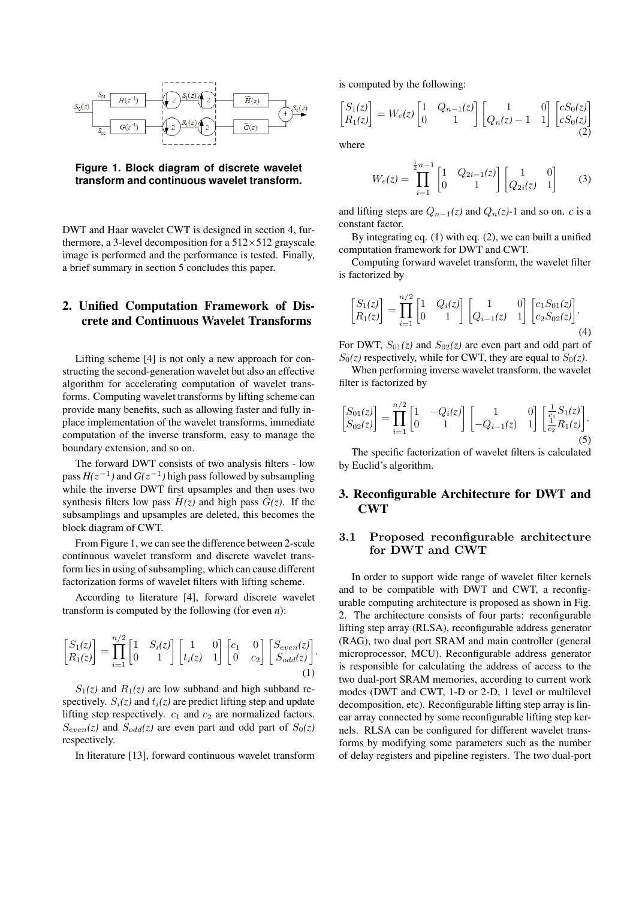**Figure 1. Block diagram of discrete wavelet transform and continuous wavelet transform.**

DWT and Haar wavelet CWT is designed in section 4, furthermore, a 3-level decomposition for a 512×512 grayscale image is performed and the performance is tested. Finally, a brief summary in section 5 concludes this paper.

## 2. Unified Computation Framework of Discrete and Continuous Wavelet Transforms

Lifting scheme [4] is not only a new approach for constructing the second-generation wavelet but also an effective algorithm for accelerating computation of wavelet transforms. Computing wavelet transforms by lifting scheme can provide many benefits, such as allowing faster and fully in-place implementation of the wavelet transforms, immediate computation of the inverse transform, easy to manage the boundary extension, and so on.

The forward DWT consists of two analysis filters - low pass $H(z^{-1})$ and $G(z^{-1})$ high pass followed by subsampling while the inverse DWT first upsamples and then uses two synthesis filters low pass $\tilde{H}(z)$ and high pass $\tilde{G}(z)$. If the subsamplings and upsamples are deleted, this becomes the block diagram of CWT.

From Figure 1, we can see the difference between 2-scale continuous wavelet transform and discrete wavelet transform lies in using of subsampling, which can cause different factorization forms of wavelet filters with lifting scheme.

According to literature [4], forward discrete wavelet transform is computed by the following (for even $n$):

$$\begin{bmatrix} S_1(z) \\ R_1(z) \end{bmatrix} = \prod_{i=1}^{n/2} \begin{bmatrix} 1 & S_i(z) \\ 0 & 1 \end{bmatrix} \begin{bmatrix} 1 & 0 \\ t_i(z) & 1 \end{bmatrix} \begin{bmatrix} c_1 & 0 \\ 0 & c_2 \end{bmatrix} \begin{bmatrix} S_{even}(z) \\ S_{odd}(z) \end{bmatrix}. \tag{1}$$

$S_1(z)$ and $R_1(z)$ are low subband and high subband respectively. $S_i(z)$ and $t_i(z)$ are predict lifting step and update lifting step respectively. $c_1$ and $c_2$ are normalized factors. $S_{even}(z)$ and $S_{odd}(z)$ are even part and odd part of $S_0(z)$ respectively.

In literature [13], forward continuous wavelet transform is computed by the following:

$$\begin{bmatrix} S_1(z) \\ R_1(z) \end{bmatrix} = W_e(z) \begin{bmatrix} 1 & Q_{n-1}(z) \\ 0 & 1 \end{bmatrix} \begin{bmatrix} 1 & 0 \\ Q_n(z) - 1 & 1 \end{bmatrix} \begin{bmatrix} cS_0(z) \\ cS_0(z) \end{bmatrix} \tag{2}$$

where

$$W_e(z) = \prod_{i=1}^{\frac{1}{2}n-1} \begin{bmatrix} 1 & Q_{2i-1}(z) \\ 0 & 1 \end{bmatrix} \begin{bmatrix} 1 & 0 \\ Q_{2i}(z) & 1 \end{bmatrix} \tag{3}$$

and lifting steps are $Q_{n-1}(z)$ and $Q_n(z)$-1 and so on. $c$ is a constant factor.

By integrating eq. (1) with eq. (2), we can built a unified computation framework for DWT and CWT.

Computing forward wavelet transform, the wavelet filter is factorized by

$$\begin{bmatrix} S_1(z) \\ R_1(z) \end{bmatrix} = \prod_{i=1}^{n/2} \begin{bmatrix} 1 & Q_i(z) \\ 0 & 1 \end{bmatrix} \begin{bmatrix} 1 & 0 \\ Q_{i-1}(z) & 1 \end{bmatrix} \begin{bmatrix} c_1 S_{01}(z) \\ c_2 S_{02}(z) \end{bmatrix}. \tag{4}$$

For DWT, $S_{01}(z)$ and $S_{02}(z)$ are even part and odd part of $S_0(z)$ respectively, while for CWT, they are equal to $S_0(z)$.

When performing inverse wavelet transform, the wavelet filter is factorized by

$$\begin{bmatrix} S_{01}(z) \\ S_{02}(z) \end{bmatrix} = \prod_{i=1}^{n/2} \begin{bmatrix} 1 & -Q_i(z) \\ 0 & 1 \end{bmatrix} \begin{bmatrix} 1 & 0 \\ -Q_{i-1}(z) & 1 \end{bmatrix} \begin{bmatrix} \frac{1}{c_1} S_1(z) \\ \frac{1}{c_2} R_1(z) \end{bmatrix}. \tag{5}$$

The specific factorization of wavelet filters is calculated by Euclid's algorithm.

## 3. Reconfigurable Architecture for DWT and CWT

### 3.1 Proposed reconfigurable architecture for DWT and CWT

In order to support wide range of wavelet filter kernels and to be compatible with DWT and CWT, a reconfigurable computing architecture is proposed as shown in Fig. 2. The architecture consists of four parts: reconfigurable lifting step array (RLSA), reconfigurable address generator (RAG), two dual port SRAM and main controller (general microprocessor, MCU). Reconfigurable address generator is responsible for calculating the address of access to the two dual-port SRAM memories, according to current work modes (DWT and CWT, 1-D or 2-D, 1 level or multilevel decomposition, etc). Reconfigurable lifting step array is linear array connected by some reconfigurable lifting step kernels. RLSA can be configured for different wavelet transforms by modifying some parameters such as the number of delay registers and pipeline registers. The two dual-port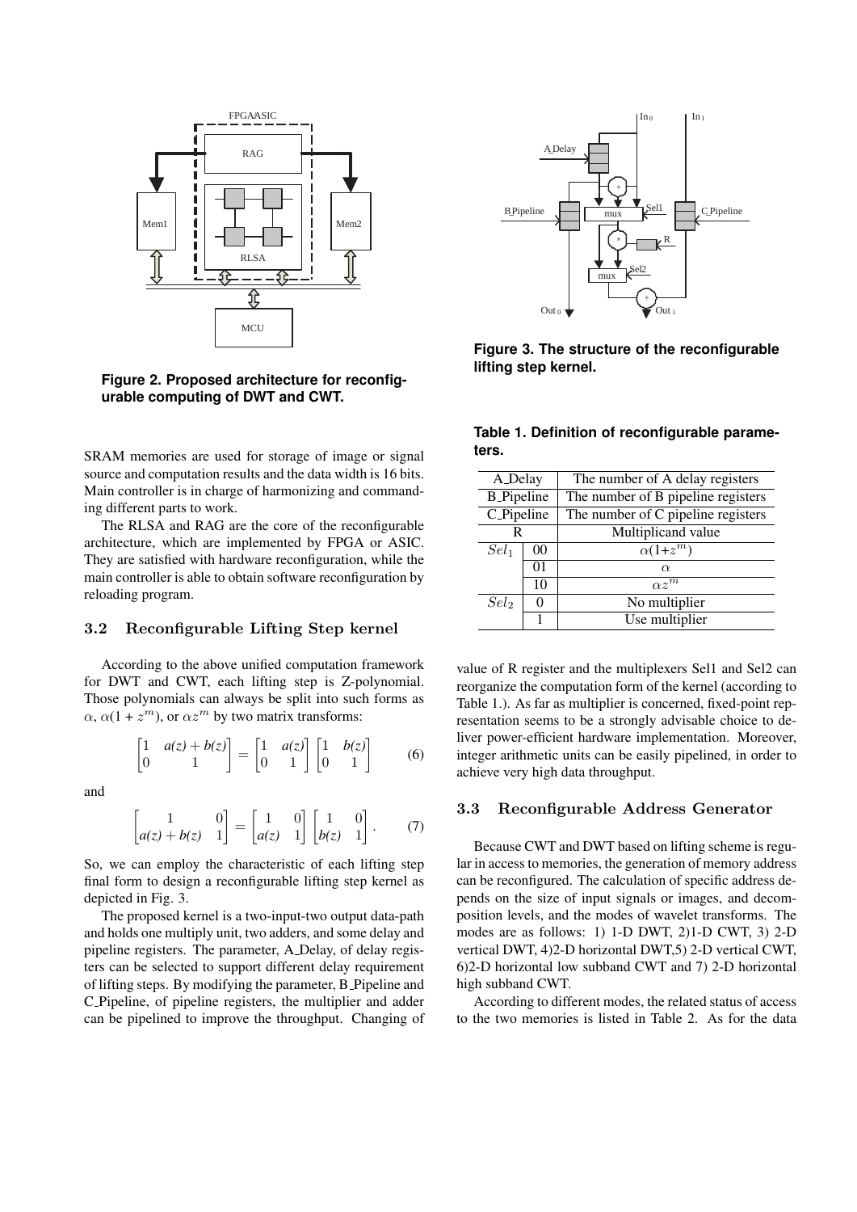Figure 2. Proposed architecture for reconfigurable computing of DWT and CWT.

SRAM memories are used for storage of image or signal source and computation results and the data width is 16 bits. Main controller is in charge of harmonizing and commanding different parts to work.

The RLSA and RAG are the core of the reconfigurable architecture, which are implemented by FPGA or ASIC. They are satisfied with hardware reconfiguration, while the main controller is able to obtain software reconfiguration by reloading program.

### 3.2 Reconfigurable Lifting Step kernel

According to the above unified computation framework for DWT and CWT, each lifting step is Z-polynomial. Those polynomials can always be split into such forms as $\alpha$, $\alpha(1+z^m)$, or $\alpha z^m$ by two matrix transforms:

$$\begin{bmatrix} 1 & a(z)+b(z) \\ 0 & 1 \end{bmatrix} = \begin{bmatrix} 1 & a(z) \\ 0 & 1 \end{bmatrix} \begin{bmatrix} 1 & b(z) \\ 0 & 1 \end{bmatrix} \tag{6}$$

and

$$\begin{bmatrix} 1 & 0 \\ a(z)+b(z) & 1 \end{bmatrix} = \begin{bmatrix} 1 & 0 \\ a(z) & 1 \end{bmatrix} \begin{bmatrix} 1 & 0 \\ b(z) & 1 \end{bmatrix}. \tag{7}$$

So, we can employ the characteristic of each lifting step final form to design a reconfigurable lifting step kernel as depicted in Fig. 3.

The proposed kernel is a two-input-two output data-path and holds one multiply unit, two adders, and some delay and pipeline registers. The parameter, A_Delay, of delay registers can be selected to support different delay requirement of lifting steps. By modifying the parameter, B_Pipeline and C_Pipeline, of pipeline registers, the multiplier and adder can be pipelined to improve the throughput. Changing of value of R register and the multiplexers Sel1 and Sel2 can reorganize the computation form of the kernel (according to Table 1.). As far as multiplier is concerned, fixed-point representation seems to be a strongly advisable choice to deliver power-efficient hardware implementation. Moreover, integer arithmetic units can be easily pipelined, in order to achieve very high data throughput.

Figure 3. The structure of the reconfigurable lifting step kernel.

Table 1. Definition of reconfigurable parameters.

| A_Delay | | The number of A delay registers |
|---|---|---|
| B_Pipeline | | The number of B pipeline registers |
| C_Pipeline | | The number of C pipeline registers |
| R | | Multiplicand value |
| $Sel_1$ | 00 | $\alpha(1+z^m)$ |
| | 01 | $\alpha$ |
| | 10 | $\alpha z^m$ |
| $Sel_2$ | 0 | No multiplier |
| | 1 | Use multiplier |

### 3.3 Reconfigurable Address Generator

Because CWT and DWT based on lifting scheme is regular in access to memories, the generation of memory address can be reconfigured. The calculation of specific address depends on the size of input signals or images, and decomposition levels, and the modes of wavelet transforms. The modes are as follows: 1) 1-D DWT, 2)1-D CWT, 3) 2-D vertical DWT, 4)2-D horizontal DWT,5) 2-D vertical CWT, 6)2-D horizontal low subband CWT and 7) 2-D horizontal high subband CWT.

According to different modes, the related status of access to the two memories is listed in Table 2. As for the data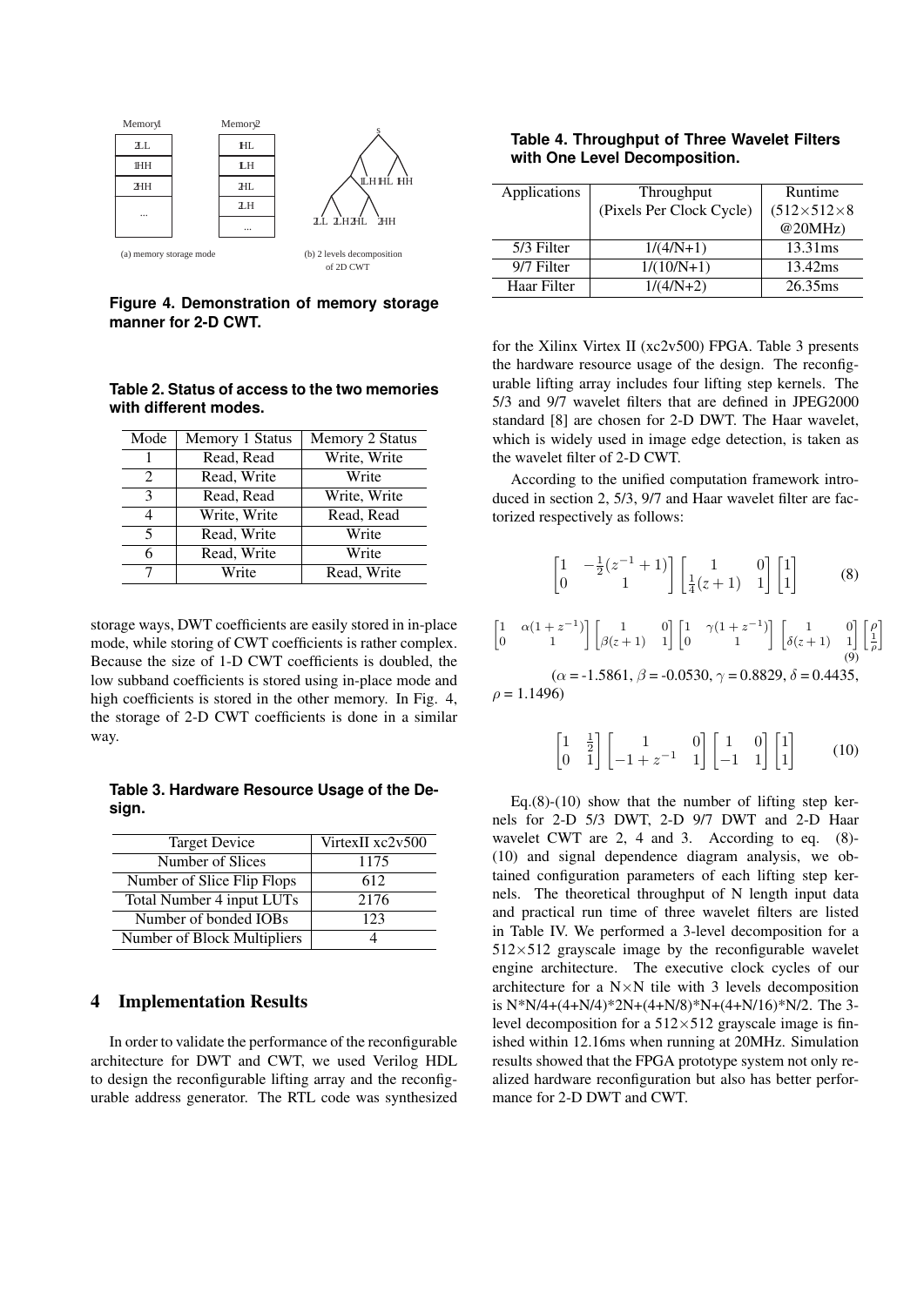| Memory1 | Memory2 |
|---|---|
| 2LL | 1HL |
| 1HH | 1LH |
| 2HH | 2HL |
| ... | 2LH |
| | ... |

(a) memory storage mode

(b) 2 levels decomposition of 2D CWT

**Figure 4. Demonstration of memory storage manner for 2-D CWT.**

**Table 2. Status of access to the two memories with different modes.**

| Mode | Memory 1 Status | Memory 2 Status |
|---|---|---|
| 1 | Read, Read | Write, Write |
| 2 | Read, Write | Write |
| 3 | Read, Read | Write, Write |
| 4 | Write, Write | Read, Read |
| 5 | Read, Write | Write |
| 6 | Read, Write | Write |
| 7 | Write | Read, Write |

storage ways, DWT coefficients are easily stored in in-place mode, while storing of CWT coefficients is rather complex. Because the size of 1-D CWT coefficients is doubled, the low subband coefficients is stored using in-place mode and high coefficients is stored in the other memory. In Fig. 4, the storage of 2-D CWT coefficients is done in a similar way.

**Table 3. Hardware Resource Usage of the Design.**

| Target Device | VirtexII xc2v500 |
|---|---|
| Number of Slices | 1175 |
| Number of Slice Flip Flops | 612 |
| Total Number 4 input LUTs | 2176 |
| Number of bonded IOBs | 123 |
| Number of Block Multipliers | 4 |

## 4 Implementation Results

In order to validate the performance of the reconfigurable architecture for DWT and CWT, we used Verilog HDL to design the reconfigurable lifting array and the reconfigurable address generator. The RTL code was synthesized for the Xilinx Virtex II (xc2v500) FPGA. Table 3 presents the hardware resource usage of the design. The reconfigurable lifting array includes four lifting step kernels. The 5/3 and 9/7 wavelet filters that are defined in JPEG2000 standard [8] are chosen for 2-D DWT. The Haar wavelet, which is widely used in image edge detection, is taken as the wavelet filter of 2-D CWT.

According to the unified computation framework introduced in section 2, 5/3, 9/7 and Haar wavelet filter are factorized respectively as follows:

$$\begin{bmatrix} 1 & -\frac{1}{2}(z^{-1}+1) \\ 0 & 1 \end{bmatrix} \begin{bmatrix} 1 & 0 \\ \frac{1}{4}(z+1) & 1 \end{bmatrix} \begin{bmatrix} 1 \\ 1 \end{bmatrix} \tag{8}$$

$$\begin{bmatrix} 1 & \alpha(1+z^{-1}) \\ 0 & 1 \end{bmatrix} \begin{bmatrix} 1 & 0 \\ \beta(z+1) & 1 \end{bmatrix} \begin{bmatrix} 1 & \gamma(1+z^{-1}) \\ 0 & 1 \end{bmatrix} \begin{bmatrix} 1 & 0 \\ \delta(z+1) & 1 \end{bmatrix} \begin{bmatrix} \rho \\ \frac{1}{\rho} \end{bmatrix} \tag{9}$$

($\alpha$ = -1.5861, $\beta$ = -0.0530, $\gamma$ = 0.8829, $\delta$ = 0.4435, $\rho$ = 1.1496)

$$\begin{bmatrix} 1 & \frac{1}{2} \\ 0 & 1 \end{bmatrix} \begin{bmatrix} 1 & 0 \\ -1+z^{-1} & 1 \end{bmatrix} \begin{bmatrix} 1 & 0 \\ -1 & 1 \end{bmatrix} \begin{bmatrix} 1 \\ 1 \end{bmatrix} \tag{10}$$

**Table 4. Throughput of Three Wavelet Filters with One Level Decomposition.**

| Applications | Throughput (Pixels Per Clock Cycle) | Runtime ($512\times512\times8$ @20MHz) |
|---|---|---|
| 5/3 Filter | 1/(4/N+1) | 13.31ms |
| 9/7 Filter | 1/(10/N+1) | 13.42ms |
| Haar Filter | 1/(4/N+2) | 26.35ms |

Eq.(8)-(10) show that the number of lifting step kernels for 2-D 5/3 DWT, 2-D 9/7 DWT and 2-D Haar wavelet CWT are 2, 4 and 3. According to eq. (8)-(10) and signal dependence diagram analysis, we obtained configuration parameters of each lifting step kernels. The theoretical throughput of N length input data and practical run time of three wavelet filters are listed in Table IV. We performed a 3-level decomposition for a $512\times512$ grayscale image by the reconfigurable wavelet engine architecture. The executive clock cycles of our architecture for a $N\times N$ tile with 3 levels decomposition is N\*N/4+(4+N/4)\*2N+(4+N/8)\*N+(4+N/16)\*N/2. The 3-level decomposition for a $512\times512$ grayscale image is finished within 12.16ms when running at 20MHz. Simulation results showed that the FPGA prototype system not only realized hardware reconfiguration but also has better performance for 2-D DWT and CWT.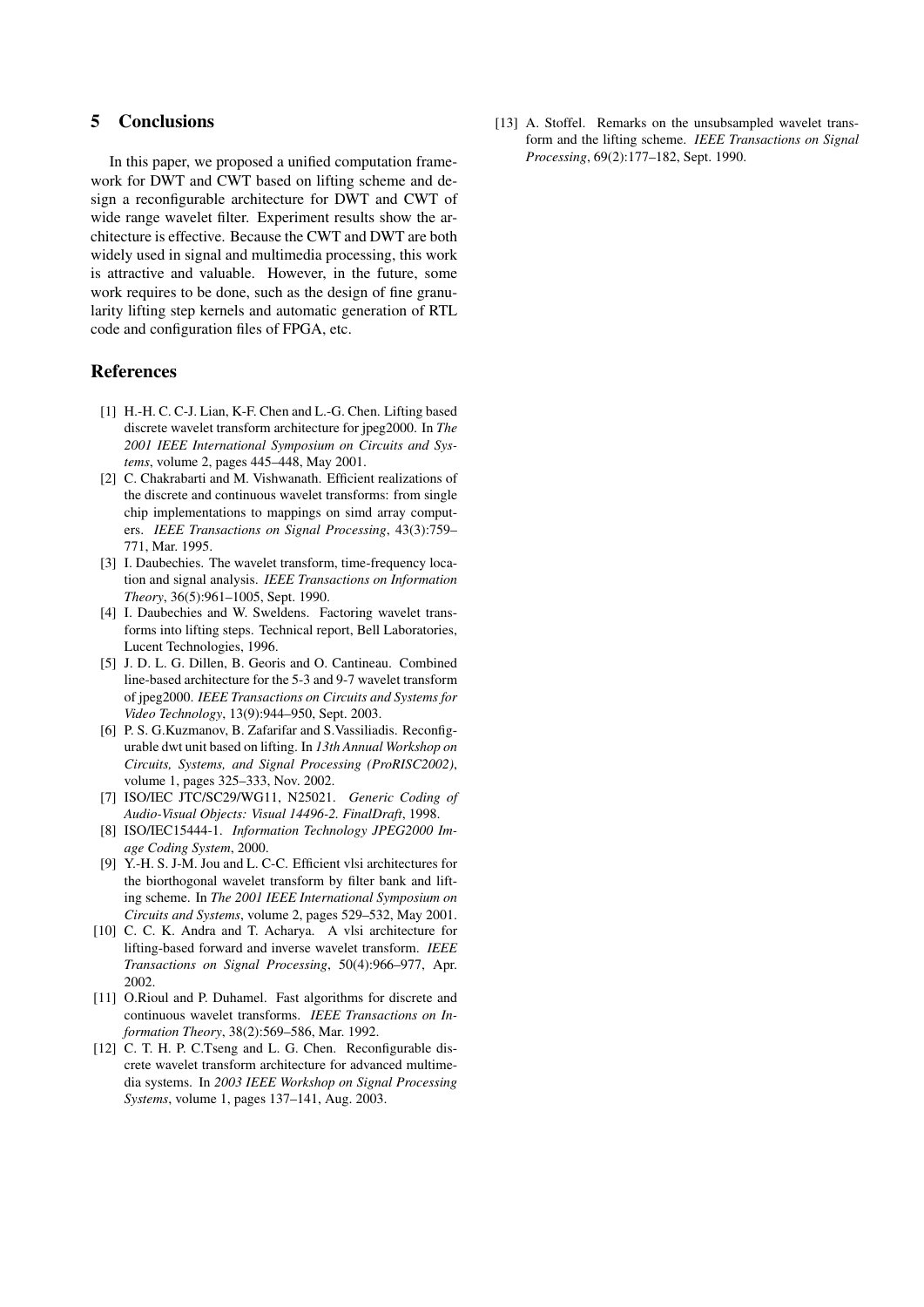## 5 Conclusions

In this paper, we proposed a unified computation framework for DWT and CWT based on lifting scheme and design a reconfigurable architecture for DWT and CWT of wide range wavelet filter. Experiment results show the architecture is effective. Because the CWT and DWT are both widely used in signal and multimedia processing, this work is attractive and valuable. However, in the future, some work requires to be done, such as the design of fine granularity lifting step kernels and automatic generation of RTL code and configuration files of FPGA, etc.

## References

[1] H.-H. C. C-J. Lian, K-F. Chen and L.-G. Chen. Lifting based discrete wavelet transform architecture for jpeg2000. In *The 2001 IEEE International Symposium on Circuits and Systems*, volume 2, pages 445–448, May 2001.

[2] C. Chakrabarti and M. Vishwanath. Efficient realizations of the discrete and continuous wavelet transforms: from single chip implementations to mappings on simd array computers. *IEEE Transactions on Signal Processing*, 43(3):759–771, Mar. 1995.

[3] I. Daubechies. The wavelet transform, time-frequency location and signal analysis. *IEEE Transactions on Information Theory*, 36(5):961–1005, Sept. 1990.

[4] I. Daubechies and W. Sweldens. Factoring wavelet transforms into lifting steps. Technical report, Bell Laboratories, Lucent Technologies, 1996.

[5] J. D. L. G. Dillen, B. Georis and O. Cantineau. Combined line-based architecture for the 5-3 and 9-7 wavelet transform of jpeg2000. *IEEE Transactions on Circuits and Systems for Video Technology*, 13(9):944–950, Sept. 2003.

[6] P. S. G.Kuzmanov, B. Zafarifar and S.Vassiliadis. Reconfigurable dwt unit based on lifting. In *13th Annual Workshop on Circuits, Systems, and Signal Processing (ProRISC2002)*, volume 1, pages 325–333, Nov. 2002.

[7] ISO/IEC JTC/SC29/WG11, N25021. *Generic Coding of Audio-Visual Objects: Visual 14496-2. FinalDraft*, 1998.

[8] ISO/IEC15444-1. *Information Technology JPEG2000 Image Coding System*, 2000.

[9] Y.-H. S. J-M. Jou and L. C-C. Efficient vlsi architectures for the biorthogonal wavelet transform by filter bank and lifting scheme. In *The 2001 IEEE International Symposium on Circuits and Systems*, volume 2, pages 529–532, May 2001.

[10] C. C. K. Andra and T. Acharya. A vlsi architecture for lifting-based forward and inverse wavelet transform. *IEEE Transactions on Signal Processing*, 50(4):966–977, Apr. 2002.

[11] O.Rioul and P. Duhamel. Fast algorithms for discrete and continuous wavelet transforms. *IEEE Transactions on Information Theory*, 38(2):569–586, Mar. 1992.

[12] C. T. H. P. C.Tseng and L. G. Chen. Reconfigurable discrete wavelet transform architecture for advanced multimedia systems. In *2003 IEEE Workshop on Signal Processing Systems*, volume 1, pages 137–141, Aug. 2003.

[13] A. Stoffel. Remarks on the unsubsampled wavelet transform and the lifting scheme. *IEEE Transactions on Signal Processing*, 69(2):177–182, Sept. 1990.